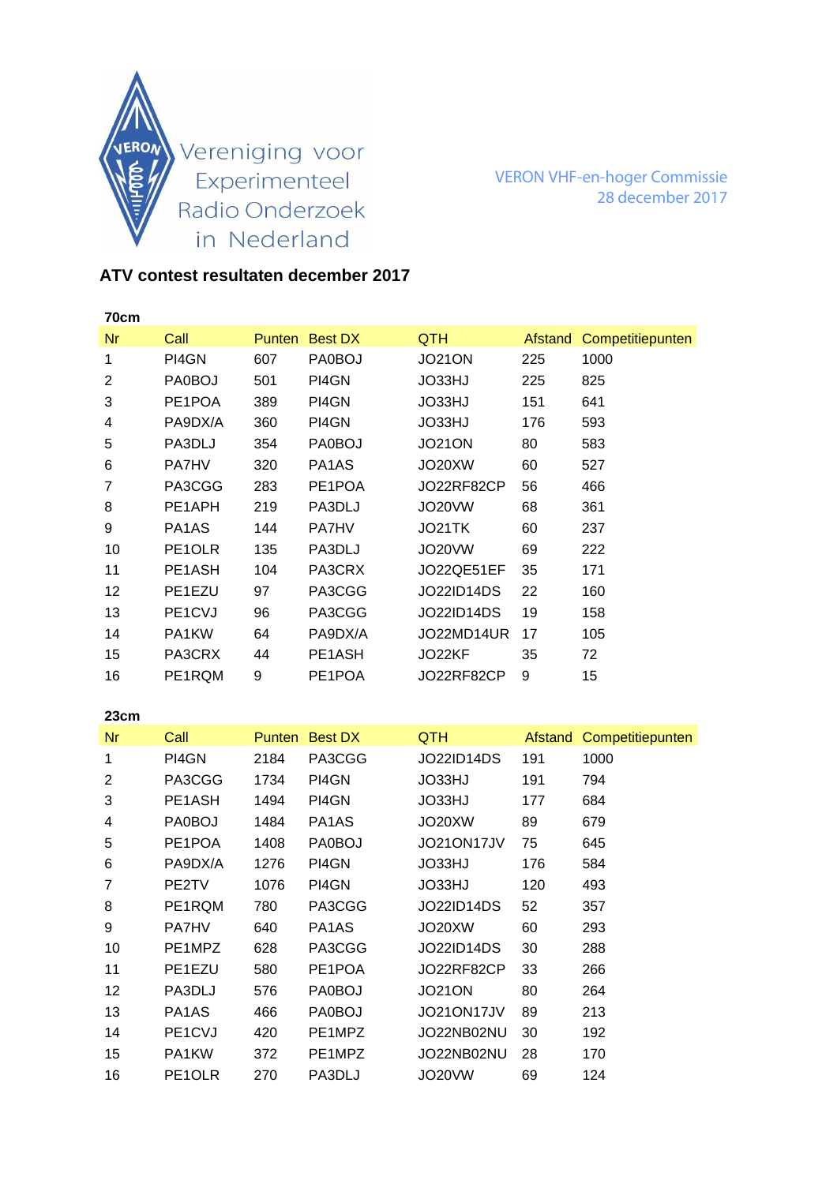Vereniging voor Experimenteel Radio Onderzoek in Nederland

VERON VHF-en-hoger Commissie
28 december 2017

## ATV contest resultaten december 2017

### 70cm

| Nr | Call | Punten | Best DX | QTH | Afstand | Competitiepunten |
|---|---|---|---|---|---|---|
| 1 | PI4GN | 607 | PA0BOJ | JO21ON | 225 | 1000 |
| 2 | PA0BOJ | 501 | PI4GN | JO33HJ | 225 | 825 |
| 3 | PE1POA | 389 | PI4GN | JO33HJ | 151 | 641 |
| 4 | PA9DX/A | 360 | PI4GN | JO33HJ | 176 | 593 |
| 5 | PA3DLJ | 354 | PA0BOJ | JO21ON | 80 | 583 |
| 6 | PA7HV | 320 | PA1AS | JO20XW | 60 | 527 |
| 7 | PA3CGG | 283 | PE1POA | JO22RF82CP | 56 | 466 |
| 8 | PE1APH | 219 | PA3DLJ | JO20VW | 68 | 361 |
| 9 | PA1AS | 144 | PA7HV | JO21TK | 60 | 237 |
| 10 | PE1OLR | 135 | PA3DLJ | JO20VW | 69 | 222 |
| 11 | PE1ASH | 104 | PA3CRX | JO22QE51EF | 35 | 171 |
| 12 | PE1EZU | 97 | PA3CGG | JO22ID14DS | 22 | 160 |
| 13 | PE1CVJ | 96 | PA3CGG | JO22ID14DS | 19 | 158 |
| 14 | PA1KW | 64 | PA9DX/A | JO22MD14UR | 17 | 105 |
| 15 | PA3CRX | 44 | PE1ASH | JO22KF | 35 | 72 |
| 16 | PE1RQM | 9 | PE1POA | JO22RF82CP | 9 | 15 |

### 23cm

| Nr | Call | Punten | Best DX | QTH | Afstand | Competitiepunten |
|---|---|---|---|---|---|---|
| 1 | PI4GN | 2184 | PA3CGG | JO22ID14DS | 191 | 1000 |
| 2 | PA3CGG | 1734 | PI4GN | JO33HJ | 191 | 794 |
| 3 | PE1ASH | 1494 | PI4GN | JO33HJ | 177 | 684 |
| 4 | PA0BOJ | 1484 | PA1AS | JO20XW | 89 | 679 |
| 5 | PE1POA | 1408 | PA0BOJ | JO21ON17JV | 75 | 645 |
| 6 | PA9DX/A | 1276 | PI4GN | JO33HJ | 176 | 584 |
| 7 | PE2TV | 1076 | PI4GN | JO33HJ | 120 | 493 |
| 8 | PE1RQM | 780 | PA3CGG | JO22ID14DS | 52 | 357 |
| 9 | PA7HV | 640 | PA1AS | JO20XW | 60 | 293 |
| 10 | PE1MPZ | 628 | PA3CGG | JO22ID14DS | 30 | 288 |
| 11 | PE1EZU | 580 | PE1POA | JO22RF82CP | 33 | 266 |
| 12 | PA3DLJ | 576 | PA0BOJ | JO21ON | 80 | 264 |
| 13 | PA1AS | 466 | PA0BOJ | JO21ON17JV | 89 | 213 |
| 14 | PE1CVJ | 420 | PE1MPZ | JO22NB02NU | 30 | 192 |
| 15 | PA1KW | 372 | PE1MPZ | JO22NB02NU | 28 | 170 |
| 16 | PE1OLR | 270 | PA3DLJ | JO20VW | 69 | 124 |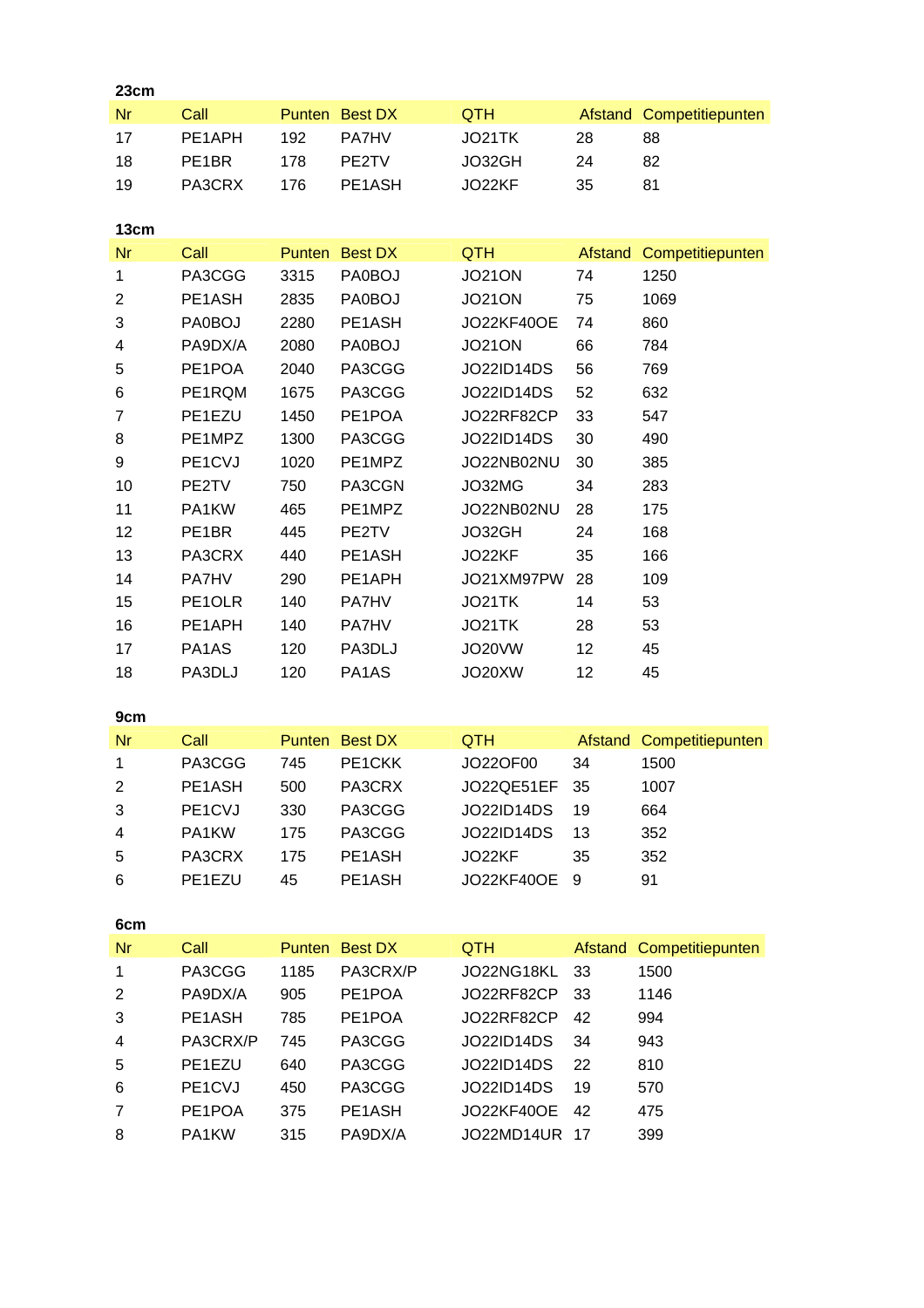### 23cm

| Nr | Call | Punten | Best DX | QTH | Afstand | Competitiepunten |
|---|---|---|---|---|---|---|
| 17 | PE1APH | 192 | PA7HV | JO21TK | 28 | 88 |
| 18 | PE1BR | 178 | PE2TV | JO32GH | 24 | 82 |
| 19 | PA3CRX | 176 | PE1ASH | JO22KF | 35 | 81 |

### 13cm

| Nr | Call | Punten | Best DX | QTH | Afstand | Competitiepunten |
|---|---|---|---|---|---|---|
| 1 | PA3CGG | 3315 | PA0BOJ | JO21ON | 74 | 1250 |
| 2 | PE1ASH | 2835 | PA0BOJ | JO21ON | 75 | 1069 |
| 3 | PA0BOJ | 2280 | PE1ASH | JO22KF40OE | 74 | 860 |
| 4 | PA9DX/A | 2080 | PA0BOJ | JO21ON | 66 | 784 |
| 5 | PE1POA | 2040 | PA3CGG | JO22ID14DS | 56 | 769 |
| 6 | PE1RQM | 1675 | PA3CGG | JO22ID14DS | 52 | 632 |
| 7 | PE1EZU | 1450 | PE1POA | JO22RF82CP | 33 | 547 |
| 8 | PE1MPZ | 1300 | PA3CGG | JO22ID14DS | 30 | 490 |
| 9 | PE1CVJ | 1020 | PE1MPZ | JO22NB02NU | 30 | 385 |
| 10 | PE2TV | 750 | PA3CGN | JO32MG | 34 | 283 |
| 11 | PA1KW | 465 | PE1MPZ | JO22NB02NU | 28 | 175 |
| 12 | PE1BR | 445 | PE2TV | JO32GH | 24 | 168 |
| 13 | PA3CRX | 440 | PE1ASH | JO22KF | 35 | 166 |
| 14 | PA7HV | 290 | PE1APH | JO21XM97PW | 28 | 109 |
| 15 | PE1OLR | 140 | PA7HV | JO21TK | 14 | 53 |
| 16 | PE1APH | 140 | PA7HV | JO21TK | 28 | 53 |
| 17 | PA1AS | 120 | PA3DLJ | JO20VW | 12 | 45 |
| 18 | PA3DLJ | 120 | PA1AS | JO20XW | 12 | 45 |

### 9cm

| Nr | Call | Punten | Best DX | QTH | Afstand | Competitiepunten |
|---|---|---|---|---|---|---|
| 1 | PA3CGG | 745 | PE1CKK | JO22OF00 | 34 | 1500 |
| 2 | PE1ASH | 500 | PA3CRX | JO22QE51EF | 35 | 1007 |
| 3 | PE1CVJ | 330 | PA3CGG | JO22ID14DS | 19 | 664 |
| 4 | PA1KW | 175 | PA3CGG | JO22ID14DS | 13 | 352 |
| 5 | PA3CRX | 175 | PE1ASH | JO22KF | 35 | 352 |
| 6 | PE1EZU | 45 | PE1ASH | JO22KF40OE | 9 | 91 |

### 6cm

| Nr | Call | Punten | Best DX | QTH | Afstand | Competitiepunten |
|---|---|---|---|---|---|---|
| 1 | PA3CGG | 1185 | PA3CRX/P | JO22NG18KL | 33 | 1500 |
| 2 | PA9DX/A | 905 | PE1POA | JO22RF82CP | 33 | 1146 |
| 3 | PE1ASH | 785 | PE1POA | JO22RF82CP | 42 | 994 |
| 4 | PA3CRX/P | 745 | PA3CGG | JO22ID14DS | 34 | 943 |
| 5 | PE1EZU | 640 | PA3CGG | JO22ID14DS | 22 | 810 |
| 6 | PE1CVJ | 450 | PA3CGG | JO22ID14DS | 19 | 570 |
| 7 | PE1POA | 375 | PE1ASH | JO22KF40OE | 42 | 475 |
| 8 | PA1KW | 315 | PA9DX/A | JO22MD14UR | 17 | 399 |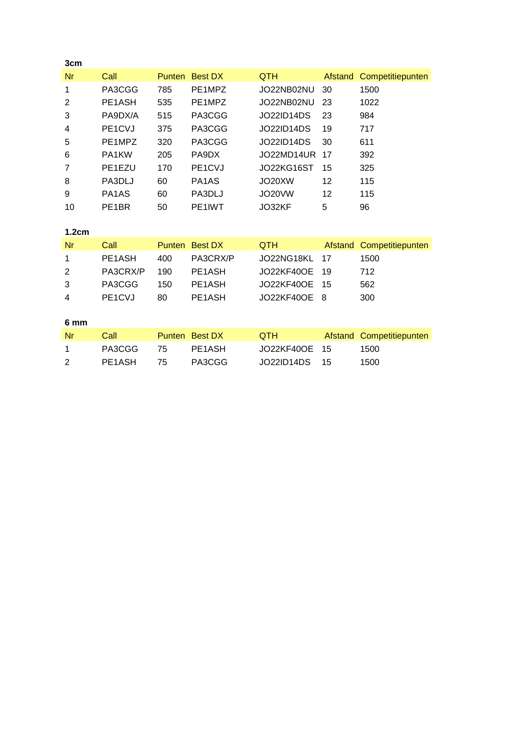**3cm**

| Nr | Call | Punten | Best DX | QTH | Afstand | Competitiepunten |
|---|---|---|---|---|---|---|
| 1 | PA3CGG | 785 | PE1MPZ | JO22NB02NU | 30 | 1500 |
| 2 | PE1ASH | 535 | PE1MPZ | JO22NB02NU | 23 | 1022 |
| 3 | PA9DX/A | 515 | PA3CGG | JO22ID14DS | 23 | 984 |
| 4 | PE1CVJ | 375 | PA3CGG | JO22ID14DS | 19 | 717 |
| 5 | PE1MPZ | 320 | PA3CGG | JO22ID14DS | 30 | 611 |
| 6 | PA1KW | 205 | PA9DX | JO22MD14UR | 17 | 392 |
| 7 | PE1EZU | 170 | PE1CVJ | JO22KG16ST | 15 | 325 |
| 8 | PA3DLJ | 60 | PA1AS | JO20XW | 12 | 115 |
| 9 | PA1AS | 60 | PA3DLJ | JO20VW | 12 | 115 |
| 10 | PE1BR | 50 | PE1IWT | JO32KF | 5 | 96 |

**1.2cm**

| Nr | Call | Punten | Best DX | QTH | Afstand | Competitiepunten |
|---|---|---|---|---|---|---|
| 1 | PE1ASH | 400 | PA3CRX/P | JO22NG18KL | 17 | 1500 |
| 2 | PA3CRX/P | 190 | PE1ASH | JO22KF40OE | 19 | 712 |
| 3 | PA3CGG | 150 | PE1ASH | JO22KF40OE | 15 | 562 |
| 4 | PE1CVJ | 80 | PE1ASH | JO22KF40OE | 8 | 300 |

**6 mm**

| Nr | Call | Punten | Best DX | QTH | Afstand | Competitiepunten |
|---|---|---|---|---|---|---|
| 1 | PA3CGG | 75 | PE1ASH | JO22KF40OE | 15 | 1500 |
| 2 | PE1ASH | 75 | PA3CGG | JO22ID14DS | 15 | 1500 |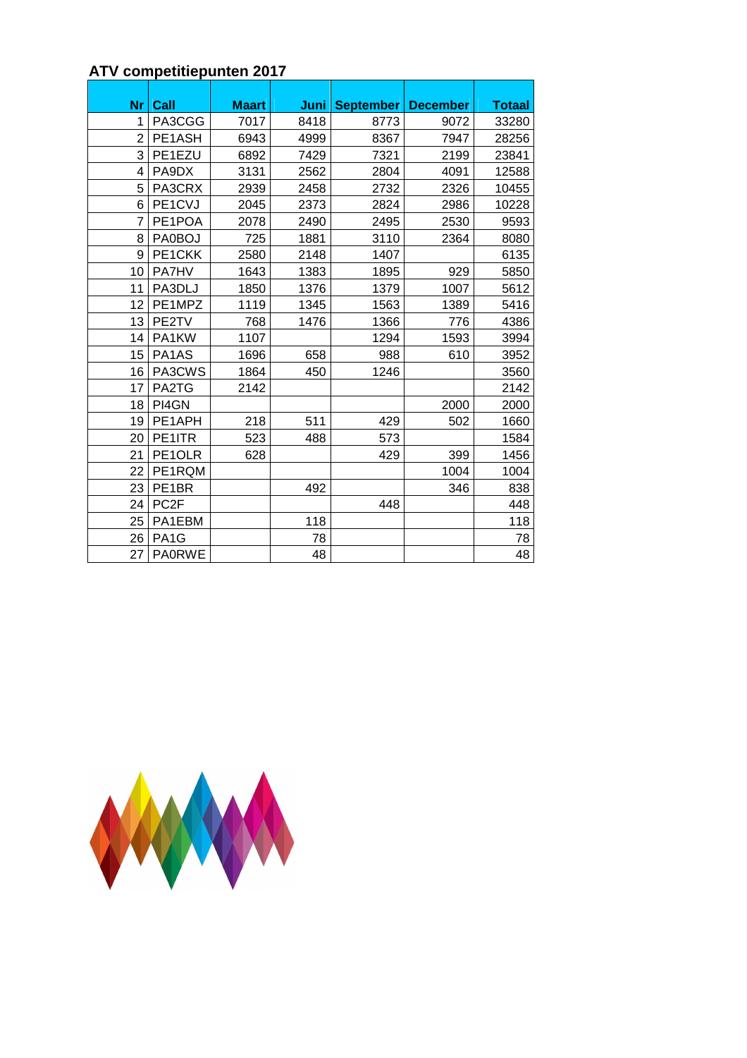## ATV competitiepunten 2017

| Nr | Call | Maart | Juni | September | December | Totaal |
|---|---|---|---|---|---|---|
| 1 | PA3CGG | 7017 | 8418 | 8773 | 9072 | 33280 |
| 2 | PE1ASH | 6943 | 4999 | 8367 | 7947 | 28256 |
| 3 | PE1EZU | 6892 | 7429 | 7321 | 2199 | 23841 |
| 4 | PA9DX | 3131 | 2562 | 2804 | 4091 | 12588 |
| 5 | PA3CRX | 2939 | 2458 | 2732 | 2326 | 10455 |
| 6 | PE1CVJ | 2045 | 2373 | 2824 | 2986 | 10228 |
| 7 | PE1POA | 2078 | 2490 | 2495 | 2530 | 9593 |
| 8 | PA0BOJ | 725 | 1881 | 3110 | 2364 | 8080 |
| 9 | PE1CKK | 2580 | 2148 | 1407 | | 6135 |
| 10 | PA7HV | 1643 | 1383 | 1895 | 929 | 5850 |
| 11 | PA3DLJ | 1850 | 1376 | 1379 | 1007 | 5612 |
| 12 | PE1MPZ | 1119 | 1345 | 1563 | 1389 | 5416 |
| 13 | PE2TV | 768 | 1476 | 1366 | 776 | 4386 |
| 14 | PA1KW | 1107 | | 1294 | 1593 | 3994 |
| 15 | PA1AS | 1696 | 658 | 988 | 610 | 3952 |
| 16 | PA3CWS | 1864 | 450 | 1246 | | 3560 |
| 17 | PA2TG | 2142 | | | | 2142 |
| 18 | PI4GN | | | | 2000 | 2000 |
| 19 | PE1APH | 218 | 511 | 429 | 502 | 1660 |
| 20 | PE1ITR | 523 | 488 | 573 | | 1584 |
| 21 | PE1OLR | 628 | | 429 | 399 | 1456 |
| 22 | PE1RQM | | | | 1004 | 1004 |
| 23 | PE1BR | | 492 | | 346 | 838 |
| 24 | PC2F | | | 448 | | 448 |
| 25 | PA1EBM | | 118 | | | 118 |
| 26 | PA1G | | 78 | | | 78 |
| 27 | PA0RWE | | 48 | | | 48 |